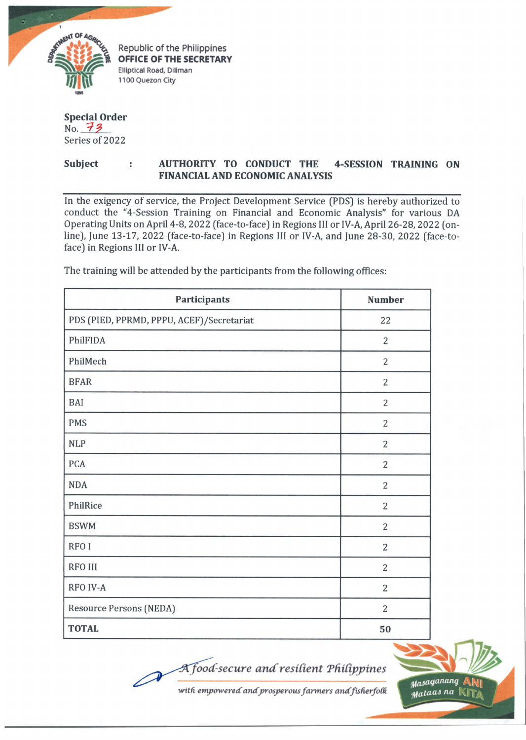Republic of the Philippines
**OFFICE OF THE SECRETARY**
Elliptical Road, Diliman
1100 Quezon City

**Special Order**
No. 73
Series of 2022

**Subject** : **AUTHORITY TO CONDUCT THE 4-SESSION TRAINING ON FINANCIAL AND ECONOMIC ANALYSIS**

---

In the exigency of service, the Project Development Service (PDS) is hereby authorized to conduct the "4-Session Training on Financial and Economic Analysis" for various DA Operating Units on April 4-8, 2022 (face-to-face) in Regions III or IV-A, April 26-28, 2022 (on-line), June 13-17, 2022 (face-to-face) in Regions III or IV-A, and June 28-30, 2022 (face-to-face) in Regions III or IV-A.

The training will be attended by the participants from the following offices:

| Participants | Number |
|---|---|
| PDS (PIED, PPRMD, PPPU, ACEF)/Secretariat | 22 |
| PhilFIDA | 2 |
| PhilMech | 2 |
| BFAR | 2 |
| BAI | 2 |
| PMS | 2 |
| NLP | 2 |
| PCA | 2 |
| NDA | 2 |
| PhilRice | 2 |
| BSWM | 2 |
| RFO I | 2 |
| RFO III | 2 |
| RFO IV-A | 2 |
| Resource Persons (NEDA) | 2 |
| **TOTAL** | **50** |

*A food-secure and resilient Philippines with empowered and prosperous farmers and fisherfolk*

Masaganang ANI Mataas na KITA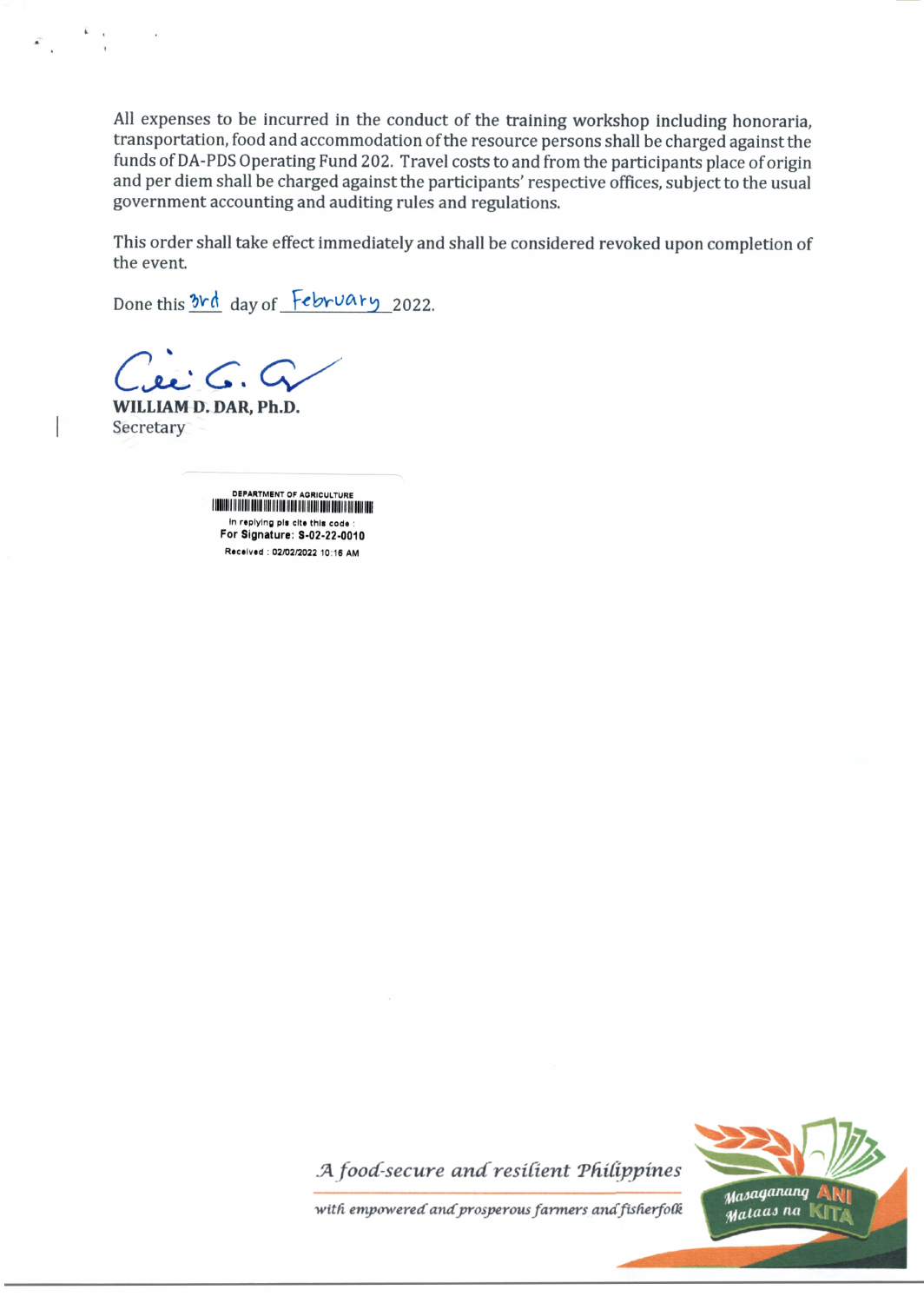All expenses to be incurred in the conduct of the training workshop including honoraria, transportation, food and accommodation of the resource persons shall be charged against the funds of DA-PDS Operating Fund 202. Travel costs to and from the participants place of origin and per diem shall be charged against the participants' respective offices, subject to the usual government accounting and auditing rules and regulations.

This order shall take effect immediately and shall be considered revoked upon completion of the event.

Done this 3rd day of February 2022.

**WILLIAM D. DAR, Ph.D.**
Secretary

DEPARTMENT OF AGRICULTURE
In replying pls cite this code :
**For Signature: S-02-22-0010**
Received : 02/02/2022 10:16 AM

*A food-secure and resilient Philippines*

*with empowered and prosperous farmers and fisherfolk*

Masaganang ANI Mataas na KITA